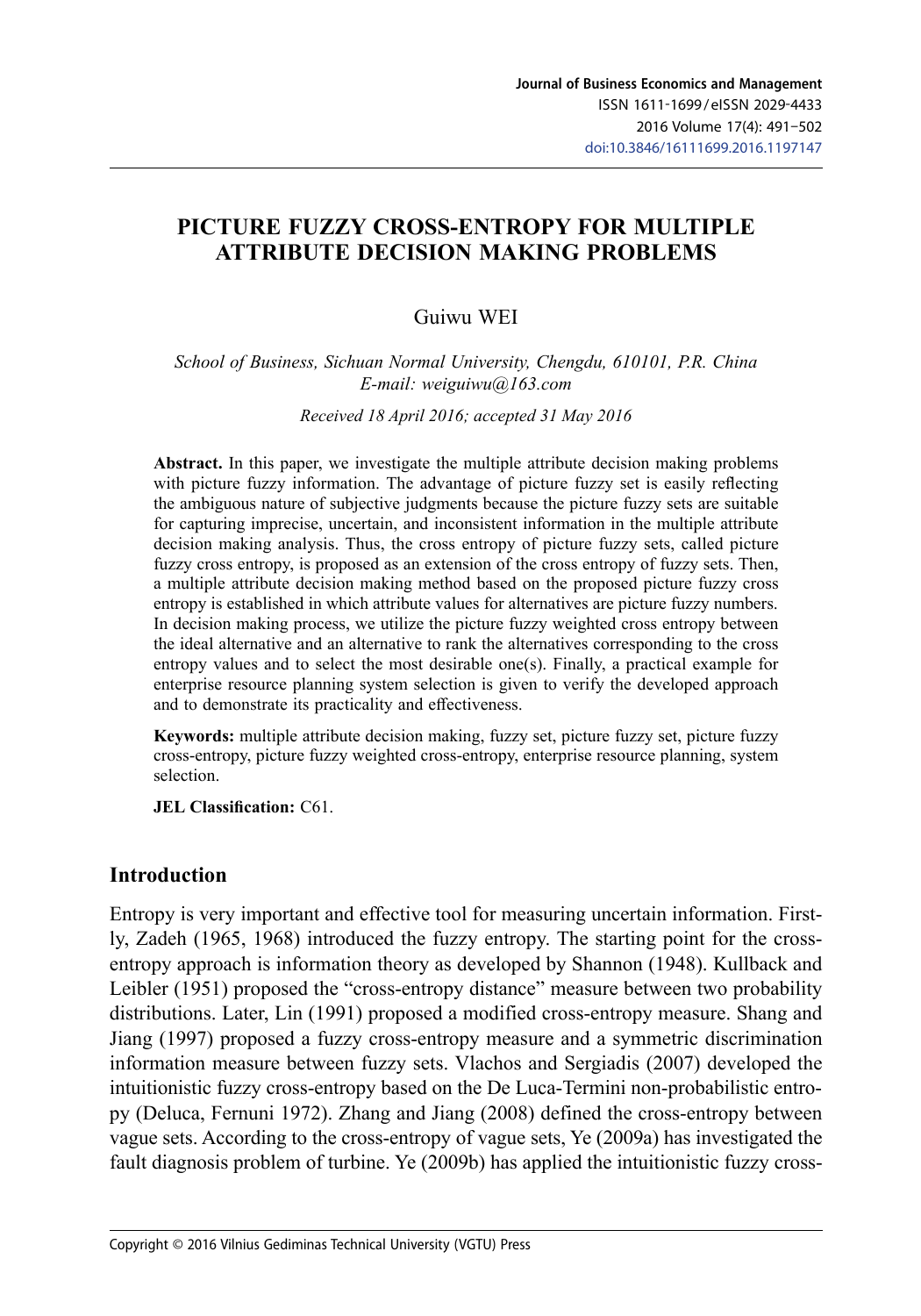# PICTURE FUZZY CROSS-ENTROPY FOR MULTIPLE ATTRIBUTE DECISION MAKING PROBLEMS

Guiwu WEI

*School of Business, Sichuan Normal University, Chengdu, 610101, P.R. China*
*E-mail: weiguiwu@163.com*

*Received 18 April 2016; accepted 31 May 2016*

**Abstract.** In this paper, we investigate the multiple attribute decision making problems with picture fuzzy information. The advantage of picture fuzzy set is easily reflecting the ambiguous nature of subjective judgments because the picture fuzzy sets are suitable for capturing imprecise, uncertain, and inconsistent information in the multiple attribute decision making analysis. Thus, the cross entropy of picture fuzzy sets, called picture fuzzy cross entropy, is proposed as an extension of the cross entropy of fuzzy sets. Then, a multiple attribute decision making method based on the proposed picture fuzzy cross entropy is established in which attribute values for alternatives are picture fuzzy numbers. In decision making process, we utilize the picture fuzzy weighted cross entropy between the ideal alternative and an alternative to rank the alternatives corresponding to the cross entropy values and to select the most desirable one(s). Finally, a practical example for enterprise resource planning system selection is given to verify the developed approach and to demonstrate its practicality and effectiveness.

**Keywords:** multiple attribute decision making, fuzzy set, picture fuzzy set, picture fuzzy cross-entropy, picture fuzzy weighted cross-entropy, enterprise resource planning, system selection.

**JEL Classification:** C61.

## Introduction

Entropy is very important and effective tool for measuring uncertain information. Firstly, Zadeh (1965, 1968) introduced the fuzzy entropy. The starting point for the cross-entropy approach is information theory as developed by Shannon (1948). Kullback and Leibler (1951) proposed the "cross-entropy distance" measure between two probability distributions. Later, Lin (1991) proposed a modified cross-entropy measure. Shang and Jiang (1997) proposed a fuzzy cross-entropy measure and a symmetric discrimination information measure between fuzzy sets. Vlachos and Sergiadis (2007) developed the intuitionistic fuzzy cross-entropy based on the De Luca-Termini non-probabilistic entropy (Deluca, Fernuni 1972). Zhang and Jiang (2008) defined the cross-entropy between vague sets. According to the cross-entropy of vague sets, Ye (2009a) has investigated the fault diagnosis problem of turbine. Ye (2009b) has applied the intuitionistic fuzzy cross-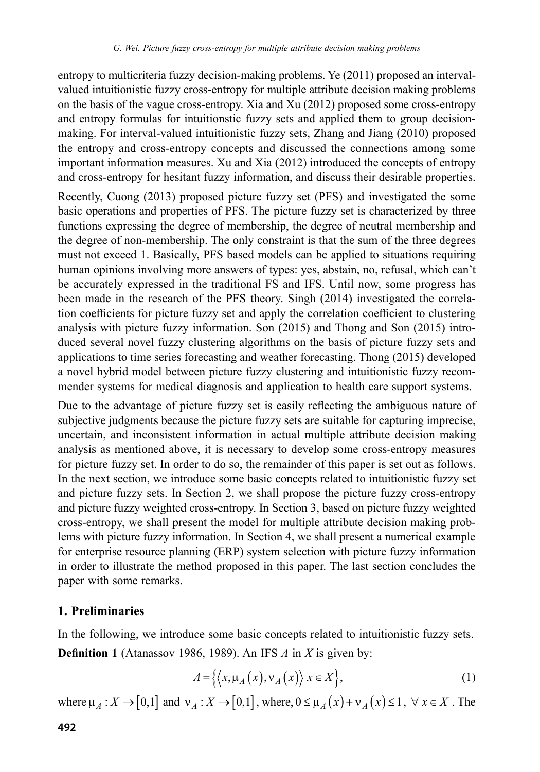entropy to multicriteria fuzzy decision-making problems. Ye (2011) proposed an interval-valued intuitionistic fuzzy cross-entropy for multiple attribute decision making problems on the basis of the vague cross-entropy. Xia and Xu (2012) proposed some cross-entropy and entropy formulas for intuitionstic fuzzy sets and applied them to group decision-making. For interval-valued intuitionistic fuzzy sets, Zhang and Jiang (2010) proposed the entropy and cross-entropy concepts and discussed the connections among some important information measures. Xu and Xia (2012) introduced the concepts of entropy and cross-entropy for hesitant fuzzy information, and discuss their desirable properties.

Recently, Cuong (2013) proposed picture fuzzy set (PFS) and investigated the some basic operations and properties of PFS. The picture fuzzy set is characterized by three functions expressing the degree of membership, the degree of neutral membership and the degree of non-membership. The only constraint is that the sum of the three degrees must not exceed 1. Basically, PFS based models can be applied to situations requiring human opinions involving more answers of types: yes, abstain, no, refusal, which can't be accurately expressed in the traditional FS and IFS. Until now, some progress has been made in the research of the PFS theory. Singh (2014) investigated the correlation coefficients for picture fuzzy set and apply the correlation coefficient to clustering analysis with picture fuzzy information. Son (2015) and Thong and Son (2015) introduced several novel fuzzy clustering algorithms on the basis of picture fuzzy sets and applications to time series forecasting and weather forecasting. Thong (2015) developed a novel hybrid model between picture fuzzy clustering and intuitionistic fuzzy recommender systems for medical diagnosis and application to health care support systems.

Due to the advantage of picture fuzzy set is easily reflecting the ambiguous nature of subjective judgments because the picture fuzzy sets are suitable for capturing imprecise, uncertain, and inconsistent information in actual multiple attribute decision making analysis as mentioned above, it is necessary to develop some cross-entropy measures for picture fuzzy set. In order to do so, the remainder of this paper is set out as follows. In the next section, we introduce some basic concepts related to intuitionistic fuzzy set and picture fuzzy sets. In Section 2, we shall propose the picture fuzzy cross-entropy and picture fuzzy weighted cross-entropy. In Section 3, based on picture fuzzy weighted cross-entropy, we shall present the model for multiple attribute decision making problems with picture fuzzy information. In Section 4, we shall present a numerical example for enterprise resource planning (ERP) system selection with picture fuzzy information in order to illustrate the method proposed in this paper. The last section concludes the paper with some remarks.

## 1. Preliminaries

In the following, we introduce some basic concepts related to intuitionistic fuzzy sets.

**Definition 1** (Atanassov 1986, 1989). An IFS $A$ in $X$ is given by:

$$A = \left\{ \left\langle x, \mu_A(x), \nu_A(x) \right\rangle \middle| x \in X \right\}, \tag{1}$$

where $\mu_A : X \to [0,1]$ and $\nu_A : X \to [0,1]$, where, $0 \le \mu_A(x) + \nu_A(x) \le 1$, $\forall\, x \in X$. The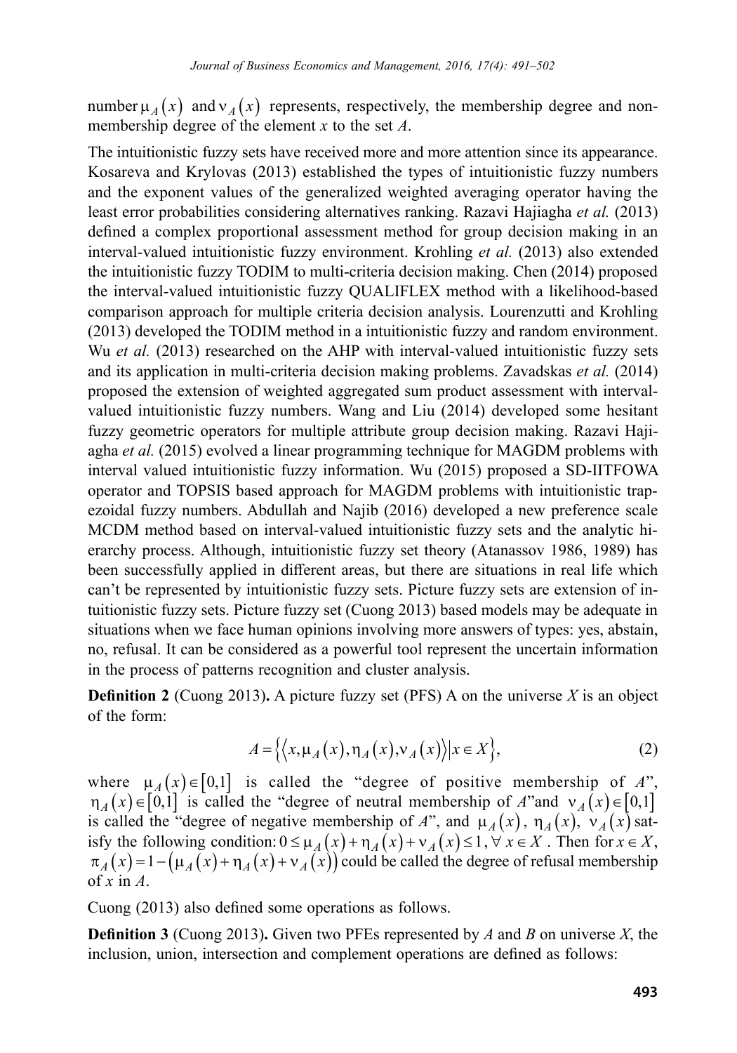number $\mu_A(x)$ and $\nu_A(x)$ represents, respectively, the membership degree and non-membership degree of the element $x$ to the set $A$.

The intuitionistic fuzzy sets have received more and more attention since its appearance. Kosareva and Krylovas (2013) established the types of intuitionistic fuzzy numbers and the exponent values of the generalized weighted averaging operator having the least error probabilities considering alternatives ranking. Razavi Hajiagha *et al.* (2013) defined a complex proportional assessment method for group decision making in an interval-valued intuitionistic fuzzy environment. Krohling *et al.* (2013) also extended the intuitionistic fuzzy TODIM to multi-criteria decision making. Chen (2014) proposed the interval-valued intuitionistic fuzzy QUALIFLEX method with a likelihood-based comparison approach for multiple criteria decision analysis. Lourenzutti and Krohling (2013) developed the TODIM method in a intuitionistic fuzzy and random environment. Wu *et al.* (2013) researched on the AHP with interval-valued intuitionistic fuzzy sets and its application in multi-criteria decision making problems. Zavadskas *et al.* (2014) proposed the extension of weighted aggregated sum product assessment with interval-valued intuitionistic fuzzy numbers. Wang and Liu (2014) developed some hesitant fuzzy geometric operators for multiple attribute group decision making. Razavi Hajiagha *et al.* (2015) evolved a linear programming technique for MAGDM problems with interval valued intuitionistic fuzzy information. Wu (2015) proposed a SD-IITFOWA operator and TOPSIS based approach for MAGDM problems with intuitionistic trapezoidal fuzzy numbers. Abdullah and Najib (2016) developed a new preference scale MCDM method based on interval-valued intuitionistic fuzzy sets and the analytic hierarchy process. Although, intuitionistic fuzzy set theory (Atanassov 1986, 1989) has been successfully applied in different areas, but there are situations in real life which can't be represented by intuitionistic fuzzy sets. Picture fuzzy sets are extension of intuitionistic fuzzy sets. Picture fuzzy set (Cuong 2013) based models may be adequate in situations when we face human opinions involving more answers of types: yes, abstain, no, refusal. It can be considered as a powerful tool represent the uncertain information in the process of patterns recognition and cluster analysis.

**Definition 2** (Cuong 2013)**.** A picture fuzzy set (PFS) A on the universe $X$ is an object of the form:

$$A = \left\{ \left\langle x, \mu_A(x), \eta_A(x), \nu_A(x) \right\rangle \middle| x \in X \right\}, \tag{2}$$

where $\mu_A(x) \in [0,1]$ is called the "degree of positive membership of $A$", $\eta_A(x) \in [0,1]$ is called the "degree of neutral membership of $A$"and $\nu_A(x) \in [0,1]$ is called the "degree of negative membership of $A$", and $\mu_A(x)$, $\eta_A(x)$, $\nu_A(x)$ satisfy the following condition: $0 \le \mu_A(x) + \eta_A(x) + \nu_A(x) \le 1$, $\forall\, x \in X$. Then for $x \in X$, $\pi_A(x) = 1 - \left(\mu_A(x) + \eta_A(x) + \nu_A(x)\right)$ could be called the degree of refusal membership of $x$ in $A$.

Cuong (2013) also defined some operations as follows.

**Definition 3** (Cuong 2013)**.** Given two PFEs represented by $A$ and $B$ on universe $X$, the inclusion, union, intersection and complement operations are defined as follows: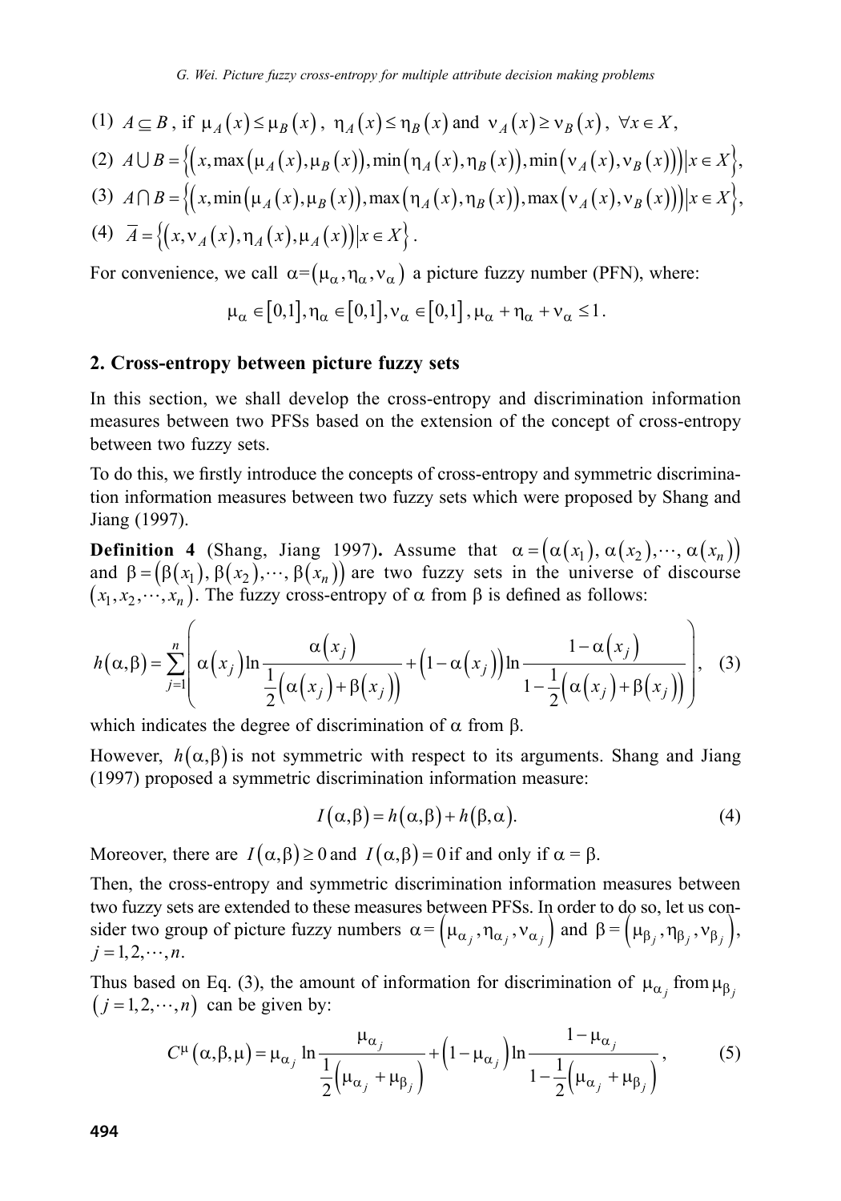(1) $A \subseteq B$, if $\mu_A(x) \le \mu_B(x)$, $\eta_A(x) \le \eta_B(x)$ and $\nu_A(x) \ge \nu_B(x)$, $\forall x \in X$,

(2) $A \cup B = \left\{\left(x, \max\left(\mu_A(x), \mu_B(x)\right), \min\left(\eta_A(x), \eta_B(x)\right), \min\left(\nu_A(x), \nu_B(x)\right)\right) \middle| x \in X\right\}$,

(3) $A \cap B = \left\{\left(x, \min\left(\mu_A(x), \mu_B(x)\right), \max\left(\eta_A(x), \eta_B(x)\right), \max\left(\nu_A(x), \nu_B(x)\right)\right) \middle| x \in X\right\}$,

(4) $\overline{A} = \left\{\left(x, \nu_A(x), \eta_A(x), \mu_A(x)\right) \middle| x \in X\right\}$.

For convenience, we call $\alpha = \left(\mu_\alpha, \eta_\alpha, \nu_\alpha\right)$ a picture fuzzy number (PFN), where:

$$\mu_\alpha \in [0,1], \eta_\alpha \in [0,1], \nu_\alpha \in [0,1], \mu_\alpha + \eta_\alpha + \nu_\alpha \le 1.$$

## 2. Cross-entropy between picture fuzzy sets

In this section, we shall develop the cross-entropy and discrimination information measures between two PFSs based on the extension of the concept of cross-entropy between two fuzzy sets.

To do this, we firstly introduce the concepts of cross-entropy and symmetric discrimination information measures between two fuzzy sets which were proposed by Shang and Jiang (1997).

**Definition 4** (Shang, Jiang 1997)**.** Assume that $\alpha = \left(\alpha(x_1), \alpha(x_2), \cdots, \alpha(x_n)\right)$ and $\beta = \left(\beta(x_1), \beta(x_2), \cdots, \beta(x_n)\right)$ are two fuzzy sets in the universe of discourse $\left(x_1, x_2, \cdots, x_n\right)$. The fuzzy cross-entropy of $\alpha$ from $\beta$ is defined as follows:

$$h(\alpha, \beta) = \sum_{j=1}^{n} \left( \alpha(x_j) \ln \frac{\alpha(x_j)}{\frac{1}{2}\left(\alpha(x_j) + \beta(x_j)\right)} + \left(1 - \alpha(x_j)\right) \ln \frac{1 - \alpha(x_j)}{1 - \frac{1}{2}\left(\alpha(x_j) + \beta(x_j)\right)} \right), \quad (3)$$

which indicates the degree of discrimination of $\alpha$ from $\beta$.

However, $h(\alpha, \beta)$ is not symmetric with respect to its arguments. Shang and Jiang (1997) proposed a symmetric discrimination information measure:

$$I(\alpha, \beta) = h(\alpha, \beta) + h(\beta, \alpha). \quad (4)$$

Moreover, there are $I(\alpha, \beta) \ge 0$ and $I(\alpha, \beta) = 0$ if and only if $\alpha = \beta$.

Then, the cross-entropy and symmetric discrimination information measures between two fuzzy sets are extended to these measures between PFSs. In order to do so, let us consider two group of picture fuzzy numbers $\alpha = \left(\mu_{\alpha_j}, \eta_{\alpha_j}, \nu_{\alpha_j}\right)$ and $\beta = \left(\mu_{\beta_j}, \eta_{\beta_j}, \nu_{\beta_j}\right)$, $j = 1, 2, \cdots, n$.

Thus based on Eq. (3), the amount of information for discrimination of $\mu_{\alpha_j}$ from $\mu_{\beta_j}$ $\left(j = 1, 2, \cdots, n\right)$ can be given by:

$$C^{\mu}(\alpha, \beta, \mu) = \mu_{\alpha_j} \ln \frac{\mu_{\alpha_j}}{\frac{1}{2}\left(\mu_{\alpha_j} + \mu_{\beta_j}\right)} + \left(1 - \mu_{\alpha_j}\right) \ln \frac{1 - \mu_{\alpha_j}}{1 - \frac{1}{2}\left(\mu_{\alpha_j} + \mu_{\beta_j}\right)}, \quad (5)$$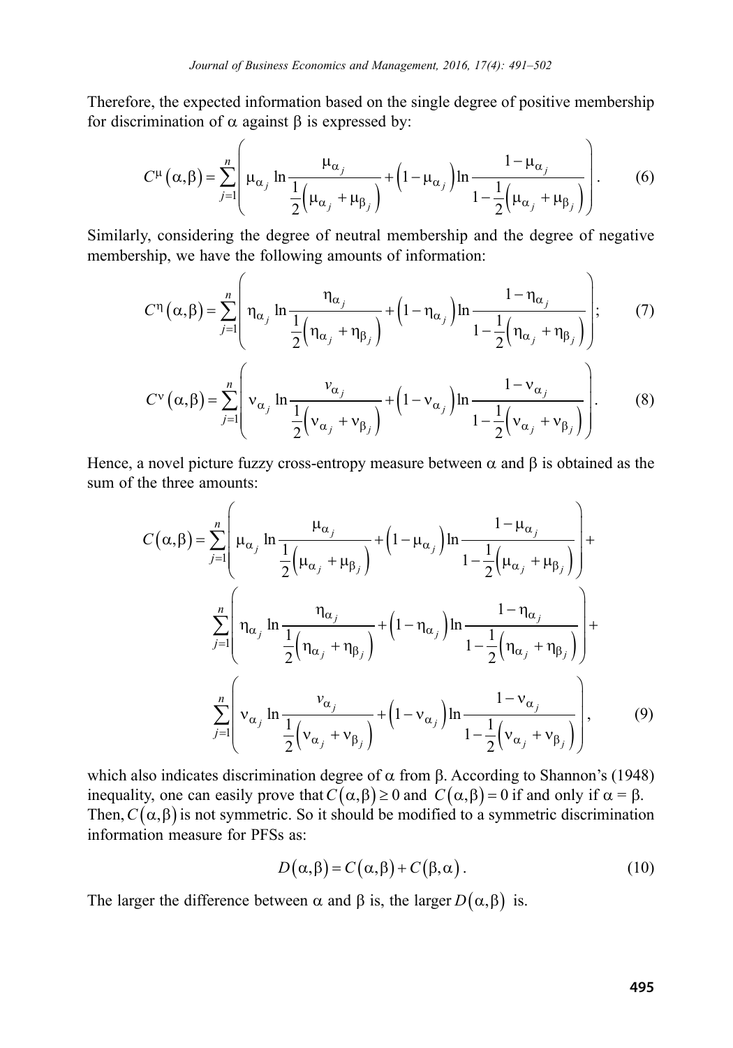Therefore, the expected information based on the single degree of positive membership for discrimination of $\alpha$ against $\beta$ is expressed by:

$$C^{\mu}(\alpha,\beta)=\sum_{j=1}^{n}\left(\mu_{\alpha_j}\ln\frac{\mu_{\alpha_j}}{\frac{1}{2}\left(\mu_{\alpha_j}+\mu_{\beta_j}\right)}+\left(1-\mu_{\alpha_j}\right)\ln\frac{1-\mu_{\alpha_j}}{1-\frac{1}{2}\left(\mu_{\alpha_j}+\mu_{\beta_j}\right)}\right). \tag{6}$$

Similarly, considering the degree of neutral membership and the degree of negative membership, we have the following amounts of information:

$$C^{\eta}(\alpha,\beta)=\sum_{j=1}^{n}\left(\eta_{\alpha_j}\ln\frac{\eta_{\alpha_j}}{\frac{1}{2}\left(\eta_{\alpha_j}+\eta_{\beta_j}\right)}+\left(1-\eta_{\alpha_j}\right)\ln\frac{1-\eta_{\alpha_j}}{1-\frac{1}{2}\left(\eta_{\alpha_j}+\eta_{\beta_j}\right)}\right); \tag{7}$$

$$C^{\nu}(\alpha,\beta)=\sum_{j=1}^{n}\left(\nu_{\alpha_j}\ln\frac{\nu_{\alpha_j}}{\frac{1}{2}\left(\nu_{\alpha_j}+\nu_{\beta_j}\right)}+\left(1-\nu_{\alpha_j}\right)\ln\frac{1-\nu_{\alpha_j}}{1-\frac{1}{2}\left(\nu_{\alpha_j}+\nu_{\beta_j}\right)}\right). \tag{8}$$

Hence, a novel picture fuzzy cross-entropy measure between $\alpha$ and $\beta$ is obtained as the sum of the three amounts:

$$\begin{aligned}C(\alpha,\beta)=&\sum_{j=1}^{n}\left(\mu_{\alpha_j}\ln\frac{\mu_{\alpha_j}}{\frac{1}{2}\left(\mu_{\alpha_j}+\mu_{\beta_j}\right)}+\left(1-\mu_{\alpha_j}\right)\ln\frac{1-\mu_{\alpha_j}}{1-\frac{1}{2}\left(\mu_{\alpha_j}+\mu_{\beta_j}\right)}\right)+\\&\sum_{j=1}^{n}\left(\eta_{\alpha_j}\ln\frac{\eta_{\alpha_j}}{\frac{1}{2}\left(\eta_{\alpha_j}+\eta_{\beta_j}\right)}+\left(1-\eta_{\alpha_j}\right)\ln\frac{1-\eta_{\alpha_j}}{1-\frac{1}{2}\left(\eta_{\alpha_j}+\eta_{\beta_j}\right)}\right)+\\&\sum_{j=1}^{n}\left(\nu_{\alpha_j}\ln\frac{\nu_{\alpha_j}}{\frac{1}{2}\left(\nu_{\alpha_j}+\nu_{\beta_j}\right)}+\left(1-\nu_{\alpha_j}\right)\ln\frac{1-\nu_{\alpha_j}}{1-\frac{1}{2}\left(\nu_{\alpha_j}+\nu_{\beta_j}\right)}\right),\end{aligned} \tag{9}$$

which also indicates discrimination degree of $\alpha$ from $\beta$. According to Shannon's (1948) inequality, one can easily prove that $C(\alpha,\beta)\geq 0$ and $C(\alpha,\beta)=0$ if and only if $\alpha=\beta$. Then, $C(\alpha,\beta)$ is not symmetric. So it should be modified to a symmetric discrimination information measure for PFSs as:

$$D(\alpha,\beta)=C(\alpha,\beta)+C(\beta,\alpha). \tag{10}$$

The larger the difference between $\alpha$ and $\beta$ is, the larger $D(\alpha,\beta)$ is.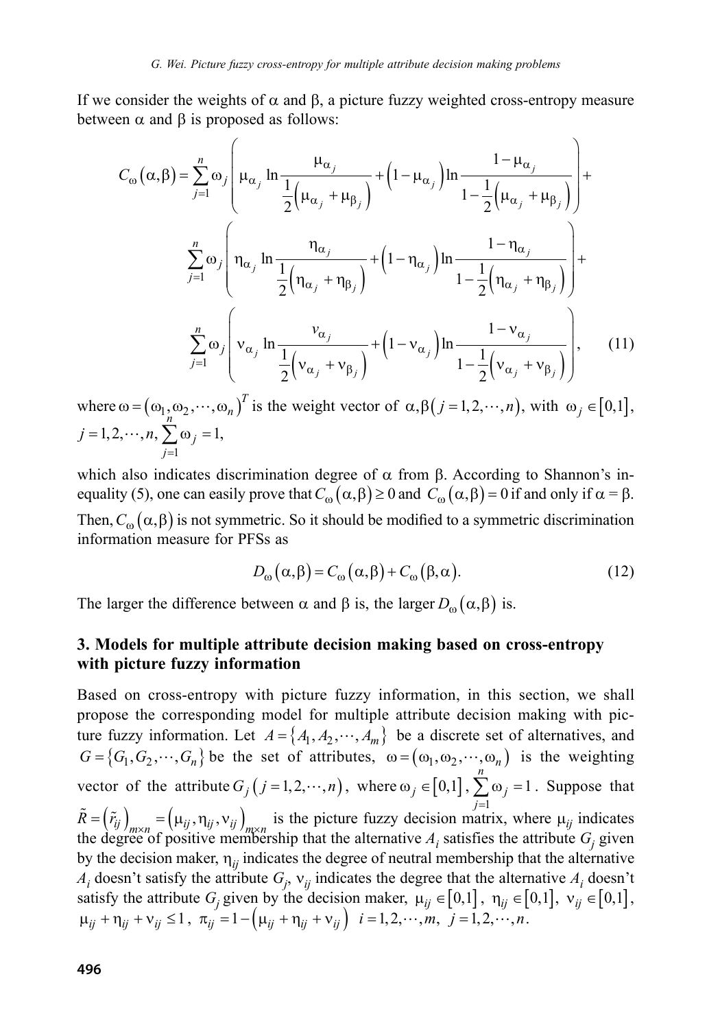If we consider the weights of $\alpha$ and $\beta$, a picture fuzzy weighted cross-entropy measure between $\alpha$ and $\beta$ is proposed as follows:

$$C_{\omega}(\alpha,\beta)=\sum_{j=1}^{n}\omega_j\left(\mu_{\alpha_j}\ln\frac{\mu_{\alpha_j}}{\frac{1}{2}\left(\mu_{\alpha_j}+\mu_{\beta_j}\right)}+\left(1-\mu_{\alpha_j}\right)\ln\frac{1-\mu_{\alpha_j}}{1-\frac{1}{2}\left(\mu_{\alpha_j}+\mu_{\beta_j}\right)}\right)+$$
$$\sum_{j=1}^{n}\omega_j\left(\eta_{\alpha_j}\ln\frac{\eta_{\alpha_j}}{\frac{1}{2}\left(\eta_{\alpha_j}+\eta_{\beta_j}\right)}+\left(1-\eta_{\alpha_j}\right)\ln\frac{1-\eta_{\alpha_j}}{1-\frac{1}{2}\left(\eta_{\alpha_j}+\eta_{\beta_j}\right)}\right)+$$
$$\sum_{j=1}^{n}\omega_j\left(\nu_{\alpha_j}\ln\frac{\nu_{\alpha_j}}{\frac{1}{2}\left(\nu_{\alpha_j}+\nu_{\beta_j}\right)}+\left(1-\nu_{\alpha_j}\right)\ln\frac{1-\nu_{\alpha_j}}{1-\frac{1}{2}\left(\nu_{\alpha_j}+\nu_{\beta_j}\right)}\right), \quad (11)$$

where $\omega=(\omega_1,\omega_2,\cdots,\omega_n)^T$ is the weight vector of $\alpha,\beta\,(j=1,2,\cdots,n)$, with $\omega_j\in[0,1]$, $j=1,2,\cdots,n,\ \sum_{j=1}^{n}\omega_j=1,$

which also indicates discrimination degree of $\alpha$ from $\beta$. According to Shannon's inequality (5), one can easily prove that $C_{\omega}(\alpha,\beta)\geq 0$ and $C_{\omega}(\alpha,\beta)=0$ if and only if $\alpha=\beta$. Then, $C_{\omega}(\alpha,\beta)$ is not symmetric. So it should be modified to a symmetric discrimination information measure for PFSs as

$$D_{\omega}(\alpha,\beta)=C_{\omega}(\alpha,\beta)+C_{\omega}(\beta,\alpha). \quad (12)$$

The larger the difference between $\alpha$ and $\beta$ is, the larger $D_{\omega}(\alpha,\beta)$ is.

## 3. Models for multiple attribute decision making based on cross-entropy with picture fuzzy information

Based on cross-entropy with picture fuzzy information, in this section, we shall propose the corresponding model for multiple attribute decision making with picture fuzzy information. Let $A=\{A_1,A_2,\cdots,A_m\}$ be a discrete set of alternatives, and $G=\{G_1,G_2,\cdots,G_n\}$ be the set of attributes, $\omega=(\omega_1,\omega_2,\cdots,\omega_n)$ is the weighting vector of the attribute $G_j\,(j=1,2,\cdots,n)$, where $\omega_j\in[0,1]$, $\sum_{j=1}^{n}\omega_j=1$. Suppose that $\tilde{R}=\left(\tilde{r}_{ij}\right)_{m\times n}=\left(\mu_{ij},\eta_{ij},\nu_{ij}\right)_{m\times n}$ is the picture fuzzy decision matrix, where $\mu_{ij}$ indicates the degree of positive membership that the alternative $A_i$ satisfies the attribute $G_j$ given by the decision maker, $\eta_{ij}$ indicates the degree of neutral membership that the alternative $A_i$ doesn't satisfy the attribute $G_j$, $\nu_{ij}$ indicates the degree that the alternative $A_i$ doesn't satisfy the attribute $G_j$ given by the decision maker, $\mu_{ij}\in[0,1]$, $\eta_{ij}\in[0,1]$, $\nu_{ij}\in[0,1]$, $\mu_{ij}+\eta_{ij}+\nu_{ij}\leq 1$, $\pi_{ij}=1-\left(\mu_{ij}+\eta_{ij}+\nu_{ij}\right)$ $i=1,2,\cdots,m,\ j=1,2,\cdots,n$.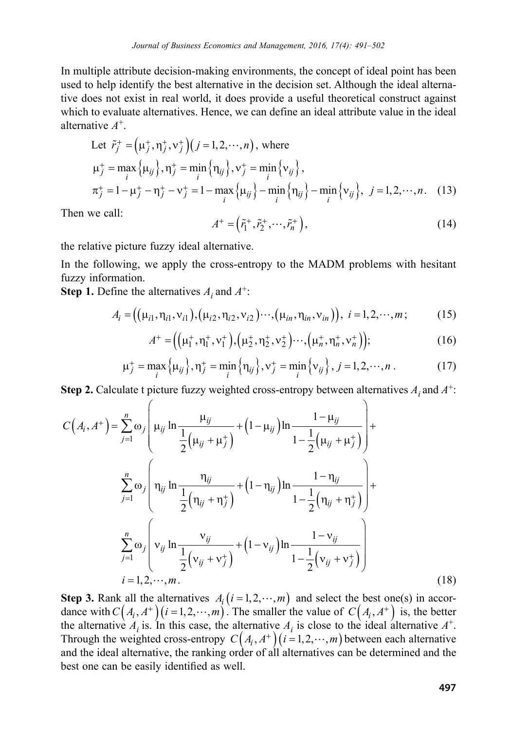In multiple attribute decision-making environments, the concept of ideal point has been used to help identify the best alternative in the decision set. Although the ideal alternative does not exist in real world, it does provide a useful theoretical construct against which to evaluate alternatives. Hence, we can define an ideal attribute value in the ideal alternative $A^+$.

Let $\tilde{r}_j^+ = \left(\mu_j^+, \eta_j^+, \nu_j^+\right)\left(j = 1, 2, \cdots, n\right)$, where

$$\mu_j^+ = \max_i\left\{\mu_{ij}\right\}, \eta_j^+ = \min_i\left\{\eta_{ij}\right\}, \nu_j^+ = \min_i\left\{\nu_{ij}\right\},$$

$$\pi_j^+ = 1 - \mu_j^+ - \eta_j^+ - \nu_j^+ = 1 - \max_i\left\{\mu_{ij}\right\} - \min_i\left\{\eta_{ij}\right\} - \min_i\left\{\nu_{ij}\right\},\ j = 1, 2, \cdots, n. \tag{13}$$

Then we call:

$$A^+ = \left(\tilde{r}_1^+, \tilde{r}_2^+, \cdots, \tilde{r}_n^+\right), \tag{14}$$

the relative picture fuzzy ideal alternative.

In the following, we apply the cross-entropy to the MADM problems with hesitant fuzzy information.

**Step 1.** Define the alternatives $A_i$ and $A^+$:

$$A_i = \left(\left(\mu_{i1}, \eta_{i1}, \nu_{i1}\right), \left(\mu_{i2}, \eta_{i2}, \nu_{i2}\right) \cdots, \left(\mu_{in}, \eta_{in}, \nu_{in}\right)\right),\ i = 1, 2, \cdots, m; \tag{15}$$

$$A^+ = \left(\left(\mu_1^+, \eta_1^+, \nu_1^+\right), \left(\mu_2^+, \eta_2^+, \nu_2^+\right) \cdots, \left(\mu_n^+, \eta_n^+, \nu_n^+\right)\right); \tag{16}$$

$$\mu_j^+ = \max_i\left\{\mu_{ij}\right\}, \eta_j^+ = \min_i\left\{\eta_{ij}\right\}, \nu_j^+ = \min_i\left\{\nu_{ij}\right\},\ j = 1, 2, \cdots, n. \tag{17}$$

**Step 2.** Calculate t picture fuzzy weighted cross-entropy between alternatives $A_i$ and $A^+$:

$$\begin{aligned}
C\left(A_i, A^+\right) = & \sum_{j=1}^{n} \omega_j \left( \mu_{ij} \ln \frac{\mu_{ij}}{\frac{1}{2}\left(\mu_{ij} + \mu_j^+\right)} + \left(1 - \mu_{ij}\right) \ln \frac{1 - \mu_{ij}}{1 - \frac{1}{2}\left(\mu_{ij} + \mu_j^+\right)} \right) + \\
& \sum_{j=1}^{n} \omega_j \left( \eta_{ij} \ln \frac{\eta_{ij}}{\frac{1}{2}\left(\eta_{ij} + \eta_j^+\right)} + \left(1 - \eta_{ij}\right) \ln \frac{1 - \eta_{ij}}{1 - \frac{1}{2}\left(\eta_{ij} + \eta_j^+\right)} \right) + \\
& \sum_{j=1}^{n} \omega_j \left( \nu_{ij} \ln \frac{\nu_{ij}}{\frac{1}{2}\left(\nu_{ij} + \nu_j^+\right)} + \left(1 - \nu_{ij}\right) \ln \frac{1 - \nu_{ij}}{1 - \frac{1}{2}\left(\nu_{ij} + \nu_j^+\right)} \right) \\
& i = 1, 2, \cdots, m.
\end{aligned} \tag{18}$$

**Step 3.** Rank all the alternatives $A_i\left(i = 1, 2, \cdots, m\right)$ and select the best one(s) in accordance with $C\left(A_i, A^+\right)\left(i = 1, 2, \cdots, m\right)$. The smaller the value of $C\left(A_i, A^+\right)$ is, the better the alternative $A_i$ is. In this case, the alternative $A_i$ is close to the ideal alternative $A^+$. Through the weighted cross-entropy $C\left(A_i, A^+\right)\left(i = 1, 2, \cdots, m\right)$ between each alternative and the ideal alternative, the ranking order of all alternatives can be determined and the best one can be easily identified as well.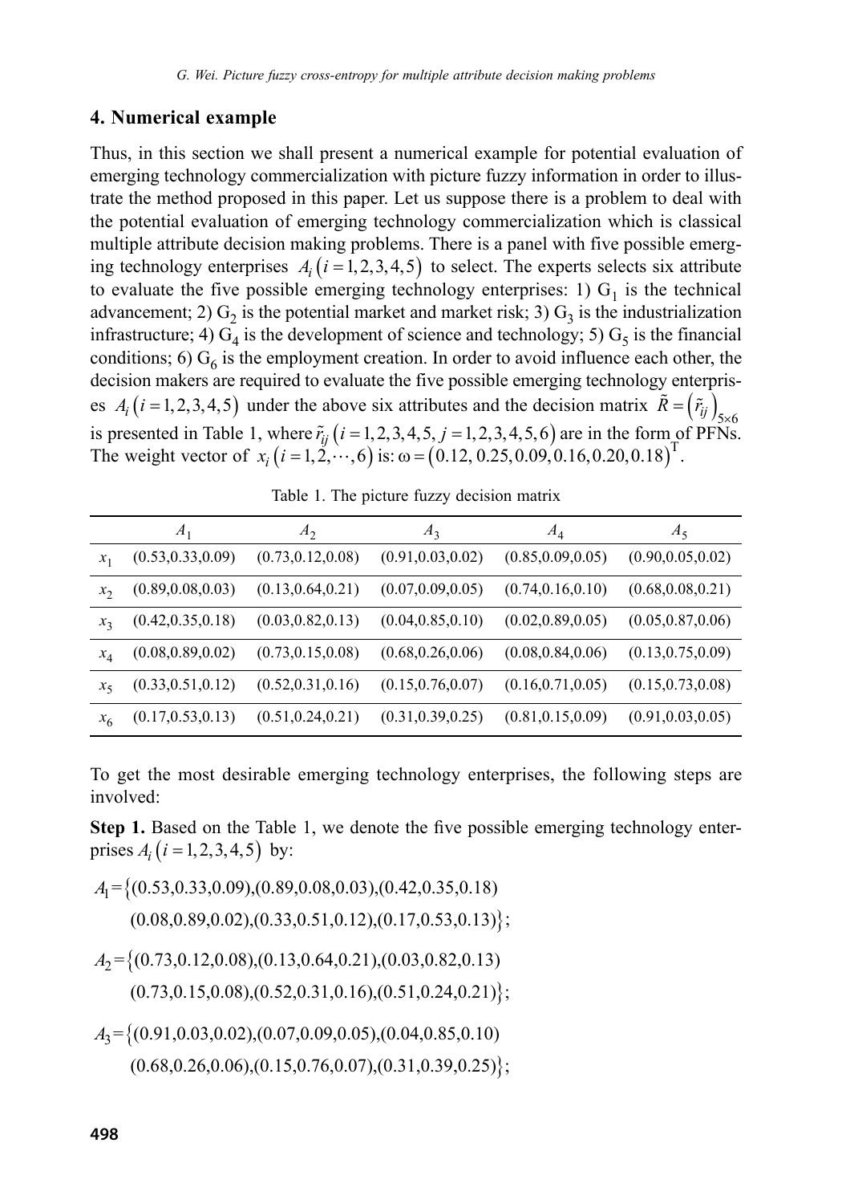## 4. Numerical example

Thus, in this section we shall present a numerical example for potential evaluation of emerging technology commercialization with picture fuzzy information in order to illustrate the method proposed in this paper. Let us suppose there is a problem to deal with the potential evaluation of emerging technology commercialization which is classical multiple attribute decision making problems. There is a panel with five possible emerging technology enterprises $A_i\left(i=1,2,3,4,5\right)$ to select. The experts selects six attribute to evaluate the five possible emerging technology enterprises: 1) $G_1$ is the technical advancement; 2) $G_2$ is the potential market and market risk; 3) $G_3$ is the industrialization infrastructure; 4) $G_4$ is the development of science and technology; 5) $G_5$ is the financial conditions; 6) $G_6$ is the employment creation. In order to avoid influence each other, the decision makers are required to evaluate the five possible emerging technology enterprises $A_i\left(i=1,2,3,4,5\right)$ under the above six attributes and the decision matrix $\tilde{R}=\left(\tilde{r}_{ij}\right)_{5\times 6}$ is presented in Table 1, where $\tilde{r}_{ij}\left(i=1,2,3,4,5,\ j=1,2,3,4,5,6\right)$ are in the form of PFNs. The weight vector of $x_i\left(i=1,2,\cdots,6\right)$ is: $\omega=\left(0.12,0.25,0.09,0.16,0.20,0.18\right)^{\mathrm{T}}$.

Table 1. The picture fuzzy decision matrix

| | $A_1$ | $A_2$ | $A_3$ | $A_4$ | $A_5$ |
|---|---|---|---|---|---|
| $x_1$ | (0.53,0.33,0.09) | (0.73,0.12,0.08) | (0.91,0.03,0.02) | (0.85,0.09,0.05) | (0.90,0.05,0.02) |
| $x_2$ | (0.89,0.08,0.03) | (0.13,0.64,0.21) | (0.07,0.09,0.05) | (0.74,0.16,0.10) | (0.68,0.08,0.21) |
| $x_3$ | (0.42,0.35,0.18) | (0.03,0.82,0.13) | (0.04,0.85,0.10) | (0.02,0.89,0.05) | (0.05,0.87,0.06) |
| $x_4$ | (0.08,0.89,0.02) | (0.73,0.15,0.08) | (0.68,0.26,0.06) | (0.08,0.84,0.06) | (0.13,0.75,0.09) |
| $x_5$ | (0.33,0.51,0.12) | (0.52,0.31,0.16) | (0.15,0.76,0.07) | (0.16,0.71,0.05) | (0.15,0.73,0.08) |
| $x_6$ | (0.17,0.53,0.13) | (0.51,0.24,0.21) | (0.31,0.39,0.25) | (0.81,0.15,0.09) | (0.91,0.03,0.05) |

To get the most desirable emerging technology enterprises, the following steps are involved:

**Step 1.** Based on the Table 1, we denote the five possible emerging technology enterprises $A_i\left(i=1,2,3,4,5\right)$ by:

$$A_1=\{(0.53,0.33,0.09),(0.89,0.08,0.03),(0.42,0.35,0.18)$$
$$(0.08,0.89,0.02),(0.33,0.51,0.12),(0.17,0.53,0.13)\};$$

$$A_2=\{(0.73,0.12,0.08),(0.13,0.64,0.21),(0.03,0.82,0.13)$$
$$(0.73,0.15,0.08),(0.52,0.31,0.16),(0.51,0.24,0.21)\};$$

$$A_3=\{(0.91,0.03,0.02),(0.07,0.09,0.05),(0.04,0.85,0.10)$$
$$(0.68,0.26,0.06),(0.15,0.76,0.07),(0.31,0.39,0.25)\};$$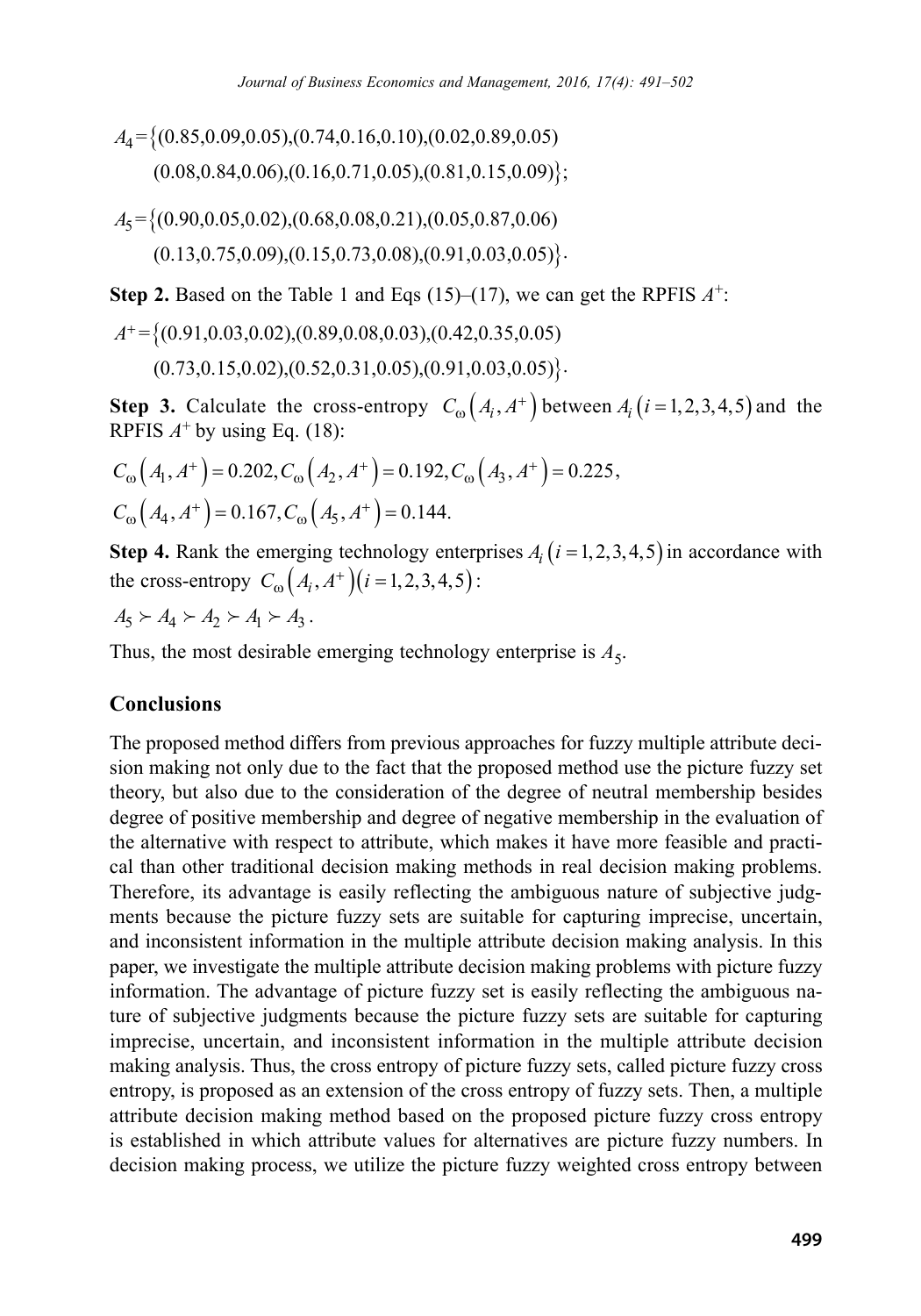$$A_4 = \{(0.85,0.09,0.05),(0.74,0.16,0.10),(0.02,0.89,0.05)$$
$$(0.08,0.84,0.06),(0.16,0.71,0.05),(0.81,0.15,0.09)\};$$

$$A_5 = \{(0.90,0.05,0.02),(0.68,0.08,0.21),(0.05,0.87,0.06)$$
$$(0.13,0.75,0.09),(0.15,0.73,0.08),(0.91,0.03,0.05)\}.$$

**Step 2.** Based on the Table 1 and Eqs (15)–(17), we can get the RPFIS $A^+$:

$$A^+ = \{(0.91,0.03,0.02),(0.89,0.08,0.03),(0.42,0.35,0.05)$$
$$(0.73,0.15,0.02),(0.52,0.31,0.05),(0.91,0.03,0.05)\}.$$

**Step 3.** Calculate the cross-entropy $C_\omega\left(A_i, A^+\right)$ between $A_i\left(i=1,2,3,4,5\right)$ and the RPFIS $A^+$ by using Eq. (18):

$$C_\omega\left(A_1, A^+\right) = 0.202, C_\omega\left(A_2, A^+\right) = 0.192, C_\omega\left(A_3, A^+\right) = 0.225,$$
$$C_\omega\left(A_4, A^+\right) = 0.167, C_\omega\left(A_5, A^+\right) = 0.144.$$

**Step 4.** Rank the emerging technology enterprises $A_i\left(i=1,2,3,4,5\right)$ in accordance with the cross-entropy $C_\omega\left(A_i, A^+\right)\left(i=1,2,3,4,5\right)$:

$$A_5 \succ A_4 \succ A_2 \succ A_1 \succ A_3.$$

Thus, the most desirable emerging technology enterprise is $A_5$.

## Conclusions

The proposed method differs from previous approaches for fuzzy multiple attribute decision making not only due to the fact that the proposed method use the picture fuzzy set theory, but also due to the consideration of the degree of neutral membership besides degree of positive membership and degree of negative membership in the evaluation of the alternative with respect to attribute, which makes it have more feasible and practical than other traditional decision making methods in real decision making problems. Therefore, its advantage is easily reflecting the ambiguous nature of subjective judgments because the picture fuzzy sets are suitable for capturing imprecise, uncertain, and inconsistent information in the multiple attribute decision making analysis. In this paper, we investigate the multiple attribute decision making problems with picture fuzzy information. The advantage of picture fuzzy set is easily reflecting the ambiguous nature of subjective judgments because the picture fuzzy sets are suitable for capturing imprecise, uncertain, and inconsistent information in the multiple attribute decision making analysis. Thus, the cross entropy of picture fuzzy sets, called picture fuzzy cross entropy, is proposed as an extension of the cross entropy of fuzzy sets. Then, a multiple attribute decision making method based on the proposed picture fuzzy cross entropy is established in which attribute values for alternatives are picture fuzzy numbers. In decision making process, we utilize the picture fuzzy weighted cross entropy between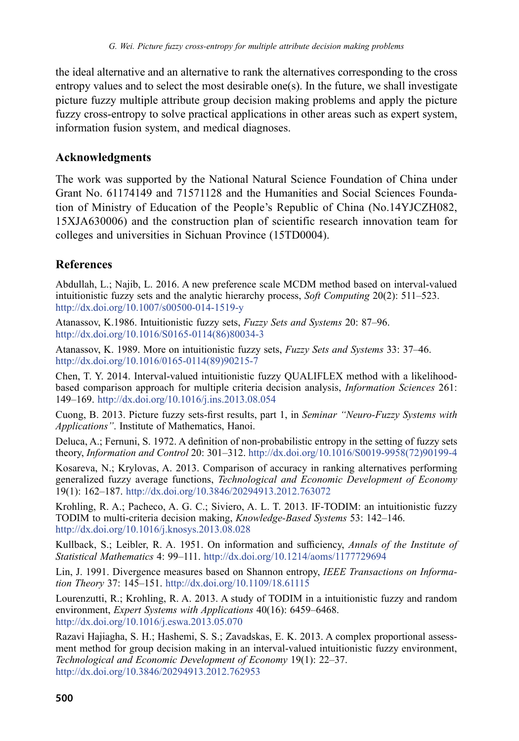the ideal alternative and an alternative to rank the alternatives corresponding to the cross entropy values and to select the most desirable one(s). In the future, we shall investigate picture fuzzy multiple attribute group decision making problems and apply the picture fuzzy cross-entropy to solve practical applications in other areas such as expert system, information fusion system, and medical diagnoses.

## Acknowledgments

The work was supported by the National Natural Science Foundation of China under Grant No. 61174149 and 71571128 and the Humanities and Social Sciences Foundation of Ministry of Education of the People's Republic of China (No.14YJCZH082, 15XJA630006) and the construction plan of scientific research innovation team for colleges and universities in Sichuan Province (15TD0004).

## References

Abdullah, L.; Najib, L. 2016. A new preference scale MCDM method based on interval-valued intuitionistic fuzzy sets and the analytic hierarchy process, *Soft Computing* 20(2): 511–523. http://dx.doi.org/10.1007/s00500-014-1519-y

Atanassov, K.1986. Intuitionistic fuzzy sets, *Fuzzy Sets and Systems* 20: 87–96. http://dx.doi.org/10.1016/S0165-0114(86)80034-3

Atanassov, K. 1989. More on intuitionistic fuzzy sets, *Fuzzy Sets and Systems* 33: 37–46. http://dx.doi.org/10.1016/0165-0114(89)90215-7

Chen, T. Y. 2014. Interval-valued intuitionistic fuzzy QUALIFLEX method with a likelihood-based comparison approach for multiple criteria decision analysis, *Information Sciences* 261: 149–169. http://dx.doi.org/10.1016/j.ins.2013.08.054

Cuong, B. 2013. Picture fuzzy sets-first results, part 1, in *Seminar "Neuro-Fuzzy Systems with Applications"*. Institute of Mathematics, Hanoi.

Deluca, A.; Fernuni, S. 1972. A definition of non-probabilistic entropy in the setting of fuzzy sets theory, *Information and Control* 20: 301–312. http://dx.doi.org/10.1016/S0019-9958(72)90199-4

Kosareva, N.; Krylovas, A. 2013. Comparison of accuracy in ranking alternatives performing generalized fuzzy average functions, *Technological and Economic Development of Economy* 19(1): 162–187. http://dx.doi.org/10.3846/20294913.2012.763072

Krohling, R. A.; Pacheco, A. G. C.; Siviero, A. L. T. 2013. IF-TODIM: an intuitionistic fuzzy TODIM to multi-criteria decision making, *Knowledge-Based Systems* 53: 142–146. http://dx.doi.org/10.1016/j.knosys.2013.08.028

Kullback, S.; Leibler, R. A. 1951. On information and sufficiency, *Annals of the Institute of Statistical Mathematics* 4: 99–111. http://dx.doi.org/10.1214/aoms/1177729694

Lin, J. 1991. Divergence measures based on Shannon entropy, *IEEE Transactions on Information Theory* 37: 145–151. http://dx.doi.org/10.1109/18.61115

Lourenzutti, R.; Krohling, R. A. 2013. A study of TODIM in a intuitionistic fuzzy and random environment, *Expert Systems with Applications* 40(16): 6459–6468. http://dx.doi.org/10.1016/j.eswa.2013.05.070

Razavi Hajiagha, S. H.; Hashemi, S. S.; Zavadskas, E. K. 2013. A complex proportional assessment method for group decision making in an interval-valued intuitionistic fuzzy environment, *Technological and Economic Development of Economy* 19(1): 22–37. http://dx.doi.org/10.3846/20294913.2012.762953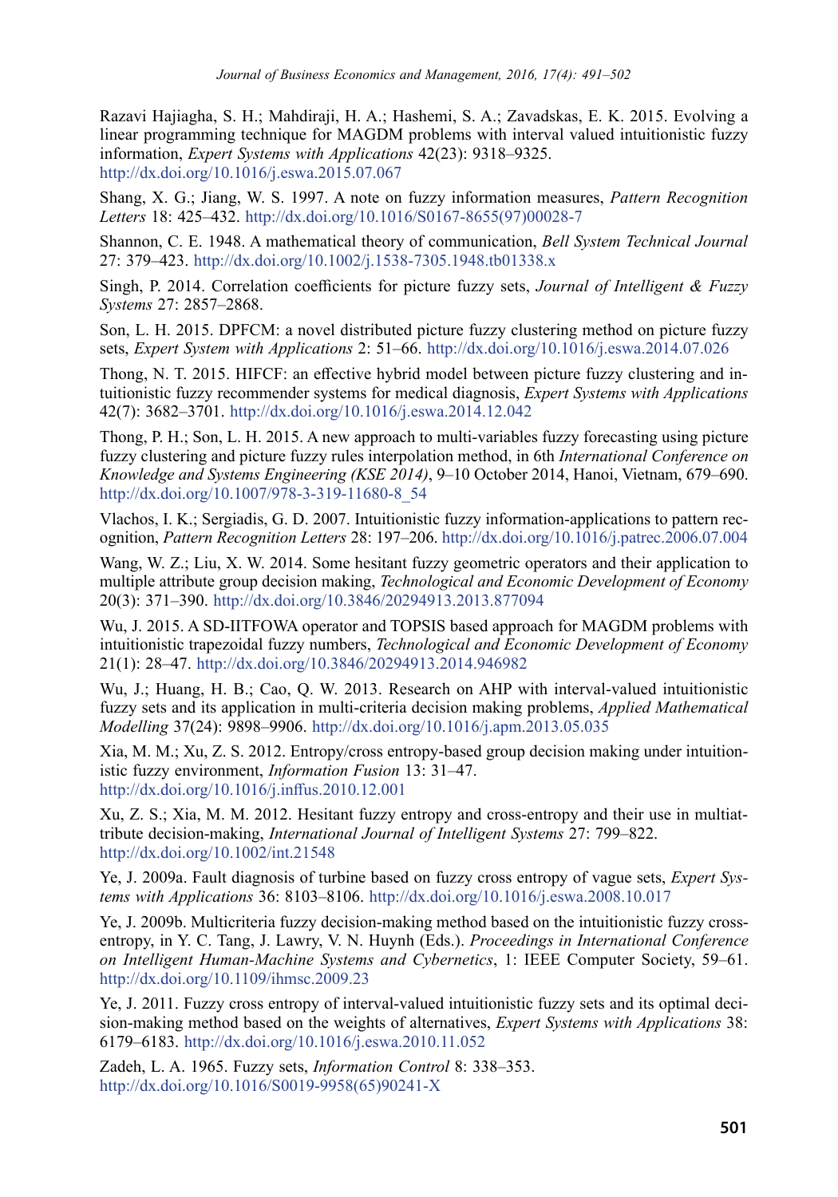Razavi Hajiagha, S. H.; Mahdiraji, H. A.; Hashemi, S. A.; Zavadskas, E. K. 2015. Evolving a linear programming technique for MAGDM problems with interval valued intuitionistic fuzzy information, *Expert Systems with Applications* 42(23): 9318–9325. http://dx.doi.org/10.1016/j.eswa.2015.07.067

Shang, X. G.; Jiang, W. S. 1997. A note on fuzzy information measures, *Pattern Recognition Letters* 18: 425–432. http://dx.doi.org/10.1016/S0167-8655(97)00028-7

Shannon, C. E. 1948. A mathematical theory of communication, *Bell System Technical Journal* 27: 379–423. http://dx.doi.org/10.1002/j.1538-7305.1948.tb01338.x

Singh, P. 2014. Correlation coefficients for picture fuzzy sets, *Journal of Intelligent & Fuzzy Systems* 27: 2857–2868.

Son, L. H. 2015. DPFCM: a novel distributed picture fuzzy clustering method on picture fuzzy sets, *Expert System with Applications* 2: 51–66. http://dx.doi.org/10.1016/j.eswa.2014.07.026

Thong, N. T. 2015. HIFCF: an effective hybrid model between picture fuzzy clustering and intuitionistic fuzzy recommender systems for medical diagnosis, *Expert Systems with Applications* 42(7): 3682–3701. http://dx.doi.org/10.1016/j.eswa.2014.12.042

Thong, P. H.; Son, L. H. 2015. A new approach to multi-variables fuzzy forecasting using picture fuzzy clustering and picture fuzzy rules interpolation method, in 6th *International Conference on Knowledge and Systems Engineering (KSE 2014)*, 9–10 October 2014, Hanoi, Vietnam, 679–690. http://dx.doi.org/10.1007/978-3-319-11680-8_54

Vlachos, I. K.; Sergiadis, G. D. 2007. Intuitionistic fuzzy information-applications to pattern recognition, *Pattern Recognition Letters* 28: 197–206. http://dx.doi.org/10.1016/j.patrec.2006.07.004

Wang, W. Z.; Liu, X. W. 2014. Some hesitant fuzzy geometric operators and their application to multiple attribute group decision making, *Technological and Economic Development of Economy* 20(3): 371–390. http://dx.doi.org/10.3846/20294913.2013.877094

Wu, J. 2015. A SD-IITFOWA operator and TOPSIS based approach for MAGDM problems with intuitionistic trapezoidal fuzzy numbers, *Technological and Economic Development of Economy* 21(1): 28–47. http://dx.doi.org/10.3846/20294913.2014.946982

Wu, J.; Huang, H. B.; Cao, Q. W. 2013. Research on AHP with interval-valued intuitionistic fuzzy sets and its application in multi-criteria decision making problems, *Applied Mathematical Modelling* 37(24): 9898–9906. http://dx.doi.org/10.1016/j.apm.2013.05.035

Xia, M. M.; Xu, Z. S. 2012. Entropy/cross entropy-based group decision making under intuitionistic fuzzy environment, *Information Fusion* 13: 31–47. http://dx.doi.org/10.1016/j.inffus.2010.12.001

Xu, Z. S.; Xia, M. M. 2012. Hesitant fuzzy entropy and cross-entropy and their use in multiattribute decision-making, *International Journal of Intelligent Systems* 27: 799–822. http://dx.doi.org/10.1002/int.21548

Ye, J. 2009a. Fault diagnosis of turbine based on fuzzy cross entropy of vague sets, *Expert Systems with Applications* 36: 8103–8106. http://dx.doi.org/10.1016/j.eswa.2008.10.017

Ye, J. 2009b. Multicriteria fuzzy decision-making method based on the intuitionistic fuzzy cross-entropy, in Y. C. Tang, J. Lawry, V. N. Huynh (Eds.). *Proceedings in International Conference on Intelligent Human-Machine Systems and Cybernetics*, 1: IEEE Computer Society, 59–61. http://dx.doi.org/10.1109/ihmsc.2009.23

Ye, J. 2011. Fuzzy cross entropy of interval-valued intuitionistic fuzzy sets and its optimal decision-making method based on the weights of alternatives, *Expert Systems with Applications* 38: 6179–6183. http://dx.doi.org/10.1016/j.eswa.2010.11.052

Zadeh, L. A. 1965. Fuzzy sets, *Information Control* 8: 338–353. http://dx.doi.org/10.1016/S0019-9958(65)90241-X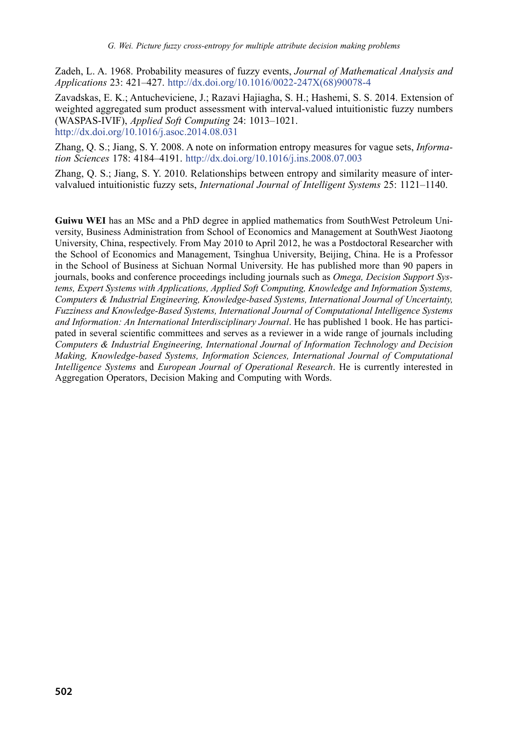Zadeh, L. A. 1968. Probability measures of fuzzy events, *Journal of Mathematical Analysis and Applications* 23: 421–427. http://dx.doi.org/10.1016/0022-247X(68)90078-4

Zavadskas, E. K.; Antucheviciene, J.; Razavi Hajiagha, S. H.; Hashemi, S. S. 2014. Extension of weighted aggregated sum product assessment with interval-valued intuitionistic fuzzy numbers (WASPAS-IVIF), *Applied Soft Computing* 24: 1013–1021. http://dx.doi.org/10.1016/j.asoc.2014.08.031

Zhang, Q. S.; Jiang, S. Y. 2008. A note on information entropy measures for vague sets, *Information Sciences* 178: 4184–4191. http://dx.doi.org/10.1016/j.ins.2008.07.003

Zhang, Q. S.; Jiang, S. Y. 2010. Relationships between entropy and similarity measure of intervalvalued intuitionistic fuzzy sets, *International Journal of Intelligent Systems* 25: 1121–1140.

**Guiwu WEI** has an MSc and a PhD degree in applied mathematics from SouthWest Petroleum University, Business Administration from School of Economics and Management at SouthWest Jiaotong University, China, respectively. From May 2010 to April 2012, he was a Postdoctoral Researcher with the School of Economics and Management, Tsinghua University, Beijing, China. He is a Professor in the School of Business at Sichuan Normal University. He has published more than 90 papers in journals, books and conference proceedings including journals such as *Omega, Decision Support Systems, Expert Systems with Applications, Applied Soft Computing, Knowledge and Information Systems, Computers & Industrial Engineering, Knowledge-based Systems, International Journal of Uncertainty, Fuzziness and Knowledge-Based Systems, International Journal of Computational Intelligence Systems and Information: An International Interdisciplinary Journal*. He has published 1 book. He has participated in several scientific committees and serves as a reviewer in a wide range of journals including *Computers & Industrial Engineering, International Journal of Information Technology and Decision Making, Knowledge-based Systems, Information Sciences, International Journal of Computational Intelligence Systems* and *European Journal of Operational Research*. He is currently interested in Aggregation Operators, Decision Making and Computing with Words.